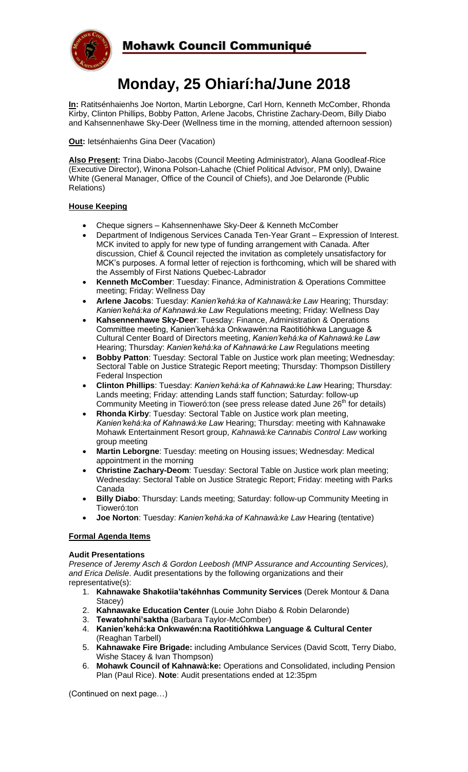# Mohawk Council Communiqué

# Monday, 25 Ohiarí:ha/June 2018

**In:** Ratitsénhaienhs Joe Norton, Martin Leborgne, Carl Horn, Kenneth McComber, Rhonda Kirby, Clinton Phillips, Bobby Patton, Arlene Jacobs, Christine Zachary-Deom, Billy Diabo and Kahsennenhawe Sky-Deer (Wellness time in the morning, attended afternoon session)

**Out:** Ietsénhaienhs Gina Deer (Vacation)

**Also Present:** Trina Diabo-Jacobs (Council Meeting Administrator), Alana Goodleaf-Rice (Executive Director), Winona Polson-Lahache (Chief Political Advisor, PM only), Dwaine White (General Manager, Office of the Council of Chiefs), and Joe Delaronde (Public Relations)

## House Keeping

- Cheque signers – Kahsennenhawe Sky-Deer & Kenneth McComber
- Department of Indigenous Services Canada Ten-Year Grant – Expression of Interest. MCK invited to apply for new type of funding arrangement with Canada. After discussion, Chief & Council rejected the invitation as completely unsatisfactory for MCK's purposes. A formal letter of rejection is forthcoming, which will be shared with the Assembly of First Nations Quebec-Labrador
- **Kenneth McComber**: Tuesday: Finance, Administration & Operations Committee meeting; Friday: Wellness Day
- **Arlene Jacobs**: Tuesday: *Kanien'kehá:ka of Kahnawà:ke Law* Hearing; Thursday: *Kanien'kehá:ka of Kahnawà:ke Law* Regulations meeting; Friday: Wellness Day
- **Kahsennenhawe Sky-Deer**: Tuesday: Finance, Administration & Operations Committee meeting, Kanien'kehá:ka Onkwawén:na Raotitióhkwa Language & Cultural Center Board of Directors meeting, *Kanien'kehá:ka of Kahnawà:ke Law* Hearing; Thursday: *Kanien'kehá:ka of Kahnawà:ke Law* Regulations meeting
- **Bobby Patton**: Tuesday: Sectoral Table on Justice work plan meeting; Wednesday: Sectoral Table on Justice Strategic Report meeting; Thursday: Thompson Distillery Federal Inspection
- **Clinton Phillips**: Tuesday: *Kanien'kehá:ka of Kahnawà:ke Law* Hearing; Thursday: Lands meeting; Friday: attending Lands staff function; Saturday: follow-up Community Meeting in Tioweró:ton (see press release dated June 26th for details)
- **Rhonda Kirby**: Tuesday: Sectoral Table on Justice work plan meeting, *Kanien'kehá:ka of Kahnawà:ke Law* Hearing; Thursday: meeting with Kahnawake Mohawk Entertainment Resort group, *Kahnawà:ke Cannabis Control Law* working group meeting
- **Martin Leborgne**: Tuesday: meeting on Housing issues; Wednesday: Medical appointment in the morning
- **Christine Zachary-Deom**: Tuesday: Sectoral Table on Justice work plan meeting; Wednesday: Sectoral Table on Justice Strategic Report; Friday: meeting with Parks Canada
- **Billy Diabo**: Thursday: Lands meeting; Saturday: follow-up Community Meeting in Tioweró:ton
- **Joe Norton**: Tuesday: *Kanien'kehá:ka of Kahnawà:ke Law* Hearing (tentative)

## Formal Agenda Items

### Audit Presentations

*Presence of Jeremy Asch & Gordon Leebosh (MNP Assurance and Accounting Services), and Erica Delisle.* Audit presentations by the following organizations and their representative(s):

1. **Kahnawake Shakotiia'takéhnhas Community Services** (Derek Montour & Dana Stacey)
2. **Kahnawake Education Center** (Louie John Diabo & Robin Delaronde)
3. **Tewatohnhi'saktha** (Barbara Taylor-McComber)
4. **Kanien'kehá:ka Onkwawén:na Raotitióhkwa Language & Cultural Center** (Reaghan Tarbell)
5. **Kahnawake Fire Brigade:** including Ambulance Services (David Scott, Terry Diabo, Wishe Stacey & Ivan Thompson)
6. **Mohawk Council of Kahnawà:ke:** Operations and Consolidated, including Pension Plan (Paul Rice). **Note**: Audit presentations ended at 12:35pm

(Continued on next page…)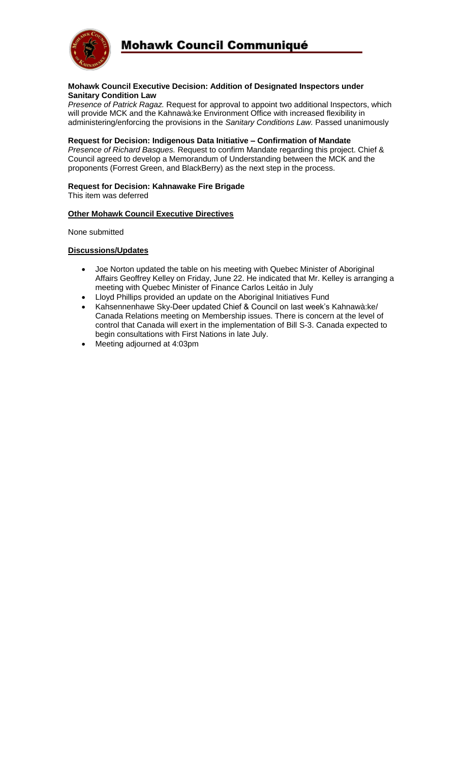# Mohawk Council Communiqué

**Mohawk Council Executive Decision: Addition of Designated Inspectors under Sanitary Condition Law**

*Presence of Patrick Ragaz.* Request for approval to appoint two additional Inspectors, which will provide MCK and the Kahnawà:ke Environment Office with increased flexibility in administering/enforcing the provisions in the *Sanitary Conditions Law.* Passed unanimously

**Request for Decision: Indigenous Data Initiative – Confirmation of Mandate**

*Presence of Richard Basques.* Request to confirm Mandate regarding this project. Chief & Council agreed to develop a Memorandum of Understanding between the MCK and the proponents (Forrest Green, and BlackBerry) as the next step in the process.

**Request for Decision: Kahnawake Fire Brigade**

This item was deferred

**Other Mohawk Council Executive Directives**

None submitted

**Discussions/Updates**

- Joe Norton updated the table on his meeting with Quebec Minister of Aboriginal Affairs Geoffrey Kelley on Friday, June 22. He indicated that Mr. Kelley is arranging a meeting with Quebec Minister of Finance Carlos Leitáo in July
- Lloyd Phillips provided an update on the Aboriginal Initiatives Fund
- Kahsennenhawe Sky-Deer updated Chief & Council on last week's Kahnawà:ke/ Canada Relations meeting on Membership issues. There is concern at the level of control that Canada will exert in the implementation of Bill S-3. Canada expected to begin consultations with First Nations in late July.
- Meeting adjourned at 4:03pm